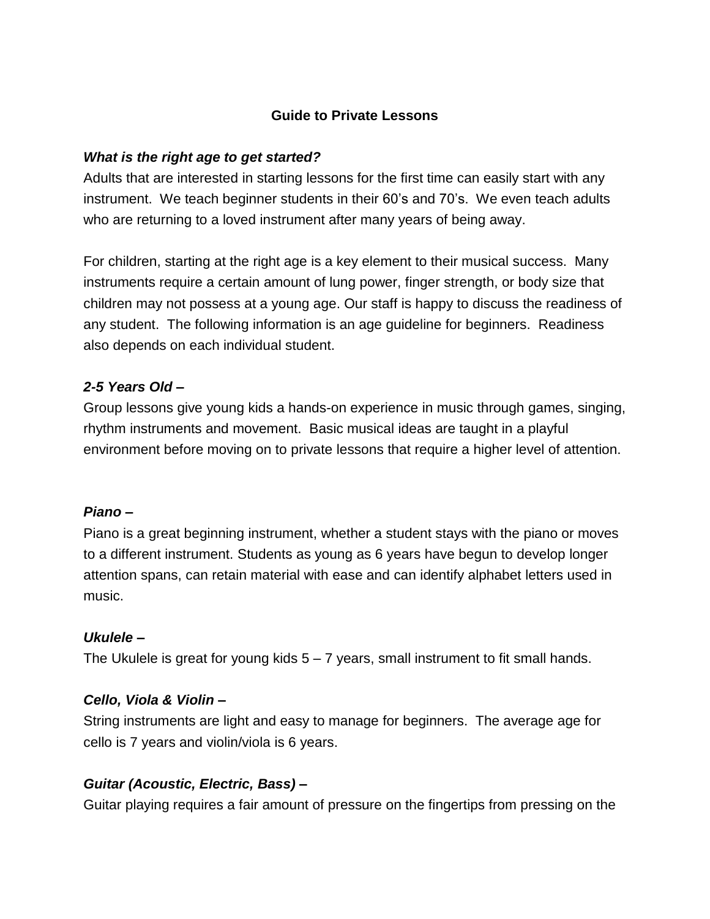# Guide to Private Lessons

***What is the right age to get started?***

Adults that are interested in starting lessons for the first time can easily start with any instrument. We teach beginner students in their 60's and 70's. We even teach adults who are returning to a loved instrument after many years of being away.

For children, starting at the right age is a key element to their musical success. Many instruments require a certain amount of lung power, finger strength, or body size that children may not possess at a young age. Our staff is happy to discuss the readiness of any student. The following information is an age guideline for beginners. Readiness also depends on each individual student.

***2-5 Years Old –***

Group lessons give young kids a hands-on experience in music through games, singing, rhythm instruments and movement. Basic musical ideas are taught in a playful environment before moving on to private lessons that require a higher level of attention.

***Piano –***

Piano is a great beginning instrument, whether a student stays with the piano or moves to a different instrument. Students as young as 6 years have begun to develop longer attention spans, can retain material with ease and can identify alphabet letters used in music.

***Ukulele –***

The Ukulele is great for young kids 5 – 7 years, small instrument to fit small hands.

***Cello, Viola & Violin –***

String instruments are light and easy to manage for beginners. The average age for cello is 7 years and violin/viola is 6 years.

***Guitar (Acoustic, Electric, Bass) –***

Guitar playing requires a fair amount of pressure on the fingertips from pressing on the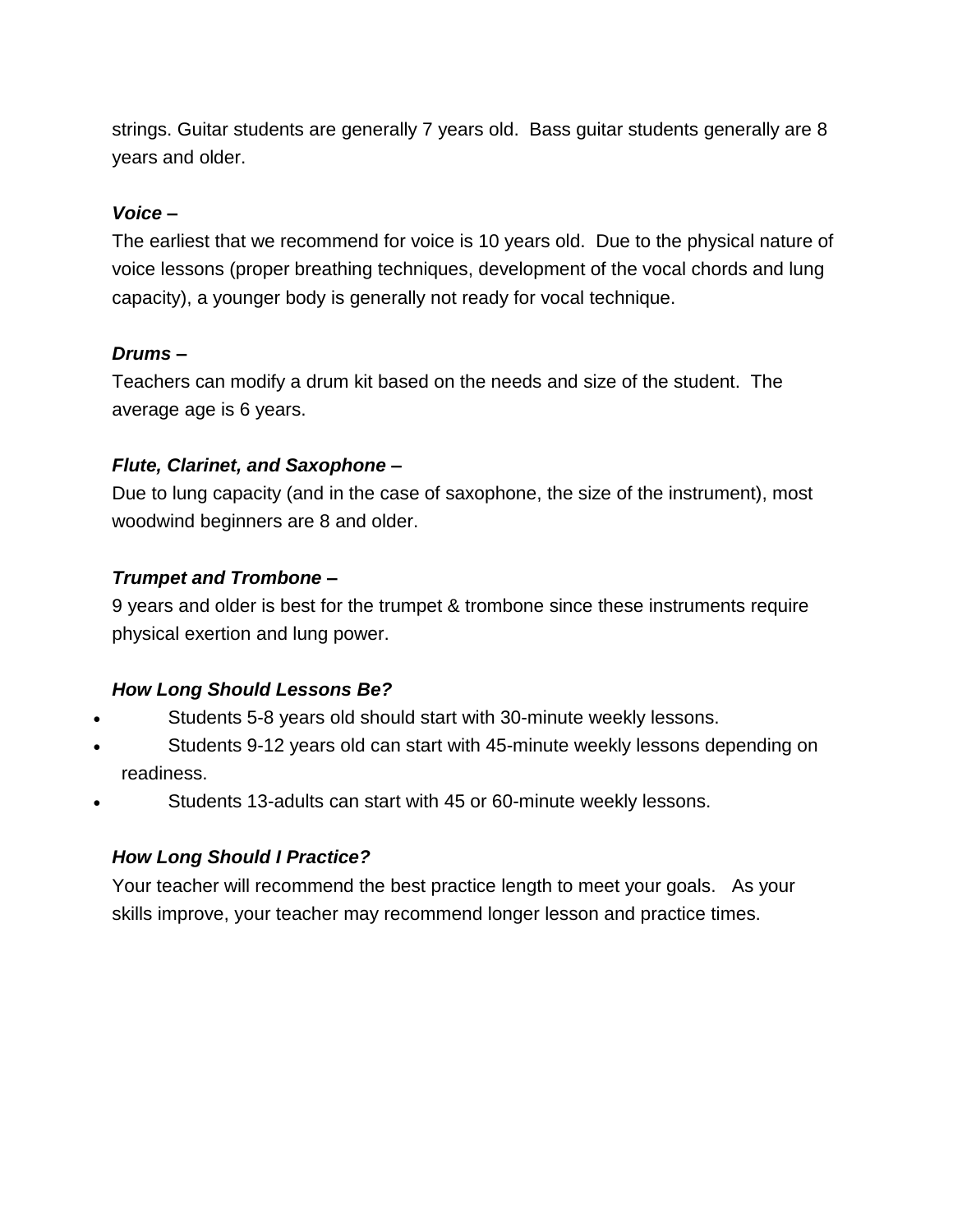strings. Guitar students are generally 7 years old. Bass guitar students generally are 8 years and older.

***Voice –***

The earliest that we recommend for voice is 10 years old. Due to the physical nature of voice lessons (proper breathing techniques, development of the vocal chords and lung capacity), a younger body is generally not ready for vocal technique.

***Drums –***

Teachers can modify a drum kit based on the needs and size of the student. The average age is 6 years.

***Flute, Clarinet, and Saxophone –***

Due to lung capacity (and in the case of saxophone, the size of the instrument), most woodwind beginners are 8 and older.

***Trumpet and Trombone –***

9 years and older is best for the trumpet & trombone since these instruments require physical exertion and lung power.

***How Long Should Lessons Be?***

- Students 5-8 years old should start with 30-minute weekly lessons.
- Students 9-12 years old can start with 45-minute weekly lessons depending on readiness.
- Students 13-adults can start with 45 or 60-minute weekly lessons.

***How Long Should I Practice?***

Your teacher will recommend the best practice length to meet your goals. As your skills improve, your teacher may recommend longer lesson and practice times.